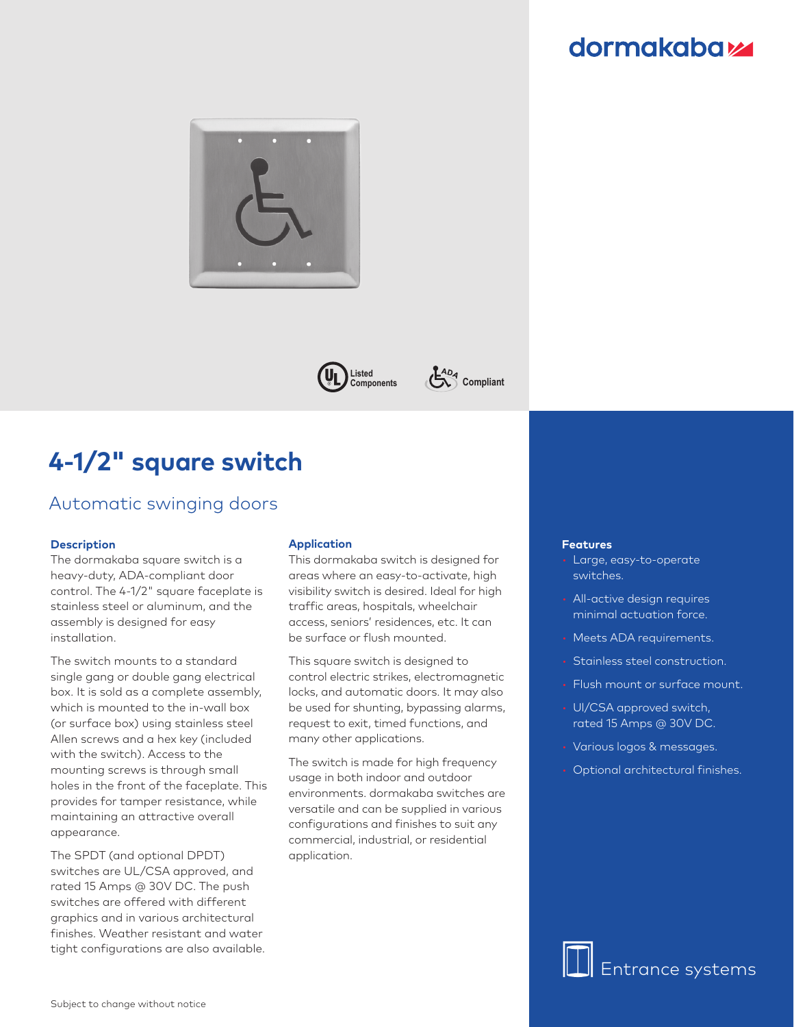dormakaba

Listed Components

ADA Compliant

# 4-1/2" square switch

## Automatic swinging doors

### Description

The dormakaba square switch is a heavy-duty, ADA-compliant door control. The 4-1/2" square faceplate is stainless steel or aluminum, and the assembly is designed for easy installation.

The switch mounts to a standard single gang or double gang electrical box. It is sold as a complete assembly, which is mounted to the in-wall box (or surface box) using stainless steel Allen screws and a hex key (included with the switch). Access to the mounting screws is through small holes in the front of the faceplate. This provides for tamper resistance, while maintaining an attractive overall appearance.

The SPDT (and optional DPDT) switches are UL/CSA approved, and rated 15 Amps @ 30V DC. The push switches are offered with different graphics and in various architectural finishes. Weather resistant and water tight configurations are also available.

### Application

This dormakaba switch is designed for areas where an easy-to-activate, high visibility switch is desired. Ideal for high traffic areas, hospitals, wheelchair access, seniors' residences, etc. It can be surface or flush mounted.

This square switch is designed to control electric strikes, electromagnetic locks, and automatic doors. It may also be used for shunting, bypassing alarms, request to exit, timed functions, and many other applications.

The switch is made for high frequency usage in both indoor and outdoor environments. dormakaba switches are versatile and can be supplied in various configurations and finishes to suit any commercial, industrial, or residential application.

### Features

- Large, easy-to-operate switches.
- All-active design requires minimal actuation force.
- Meets ADA requirements.
- Stainless steel construction.
- Flush mount or surface mount.
- Ul/CSA approved switch, rated 15 Amps @ 30V DC.
- Various logos & messages.
- Optional architectural finishes.

Entrance systems

Subject to change without notice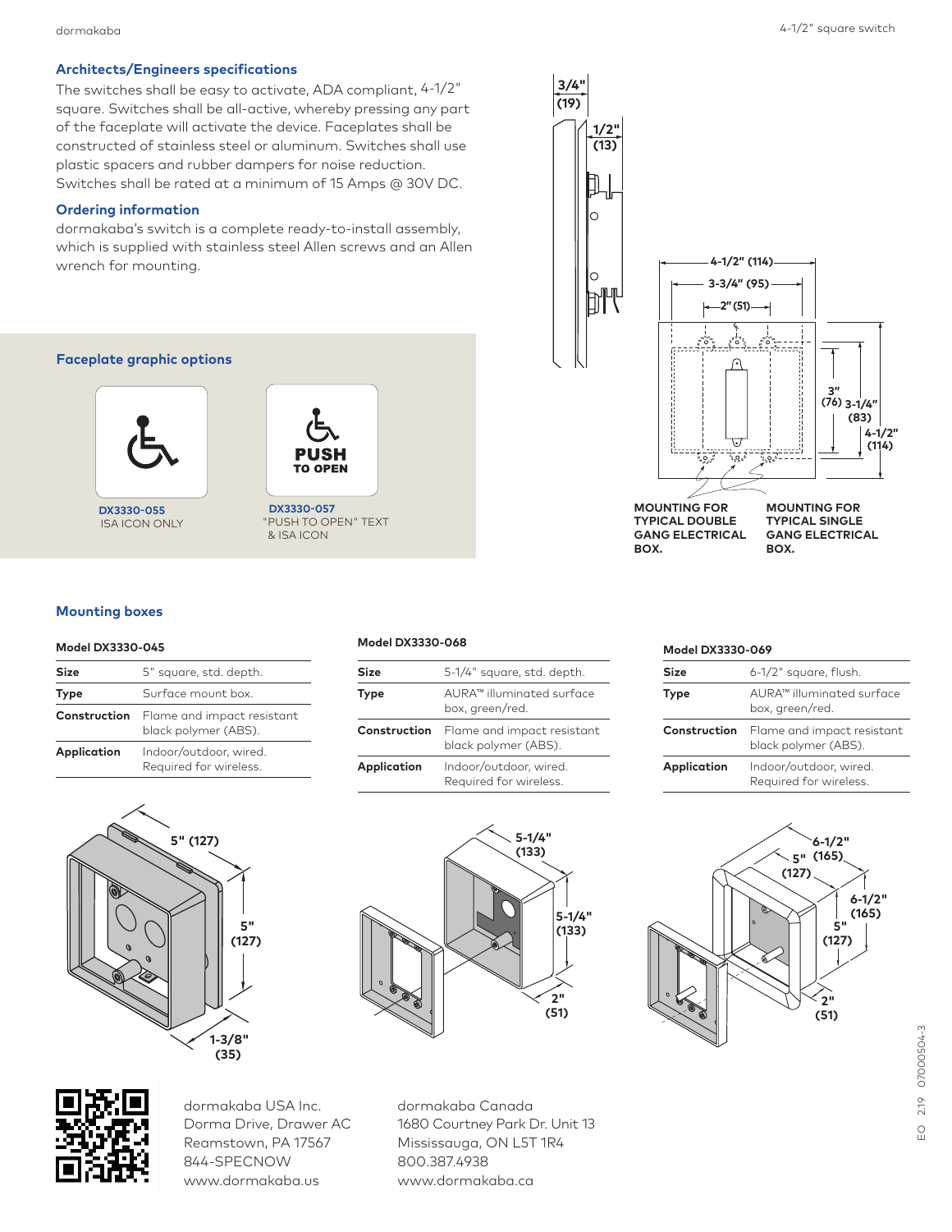## Architects/Engineers specifications

The switches shall be easy to activate, ADA compliant, 4-1/2" square. Switches shall be all-active, whereby pressing any part of the faceplate will activate the device. Faceplates shall be constructed of stainless steel or aluminum. Switches shall use plastic spacers and rubber dampers for noise reduction. Switches shall be rated at a minimum of 15 Amps @ 30V DC.

## Ordering information

dormakaba's switch is a complete ready-to-install assembly, which is supplied with stainless steel Allen screws and an Allen wrench for mounting.

3/4" (19)
1/2" (13)
4-1/2" (114)
3-3/4" (95)
2" (51)
3" (76)
3-1/4" (83)
4-1/2" (114)

MOUNTING FOR TYPICAL DOUBLE GANG ELECTRICAL BOX.

MOUNTING FOR TYPICAL SINGLE GANG ELECTRICAL BOX.

## Faceplate graphic options

**DX3330-055**
ISA ICON ONLY

PUSH TO OPEN

**DX3330-057**
"PUSH TO OPEN" TEXT & ISA ICON

## Mounting boxes

### Model DX3330-045

| | |
|---|---|
| **Size** | 5" square, std. depth. |
| **Type** | Surface mount box. |
| **Construction** | Flame and impact resistant black polymer (ABS). |
| **Application** | Indoor/outdoor, wired. Required for wireless. |

5" (127)
5" (127)
1-3/8" (35)

### Model DX3330-068

| | |
|---|---|
| **Size** | 5-1/4" square, std. depth. |
| **Type** | AURA™ illuminated surface box, green/red. |
| **Construction** | Flame and impact resistant black polymer (ABS). |
| **Application** | Indoor/outdoor, wired. Required for wireless. |

5-1/4" (133)
5-1/4" (133)
2" (51)

### Model DX3330-069

| | |
|---|---|
| **Size** | 6-1/2" square, flush. |
| **Type** | AURA™ illuminated surface box, green/red. |
| **Construction** | Flame and impact resistant black polymer (ABS). |
| **Application** | Indoor/outdoor, wired. Required for wireless. |

6-1/2" (165)
5" (127)
6-1/2" (165)
5" (127)
2" (51)

dormakaba USA Inc.
Dorma Drive, Drawer AC
Reamstown, PA 17567
844-SPECNOW
www.dormakaba.us

dormakaba Canada
1680 Courtney Park Dr. Unit 13
Mississauga, ON L5T 1R4
800.387.4938
www.dormakaba.ca

EO 2.19 07000504-3